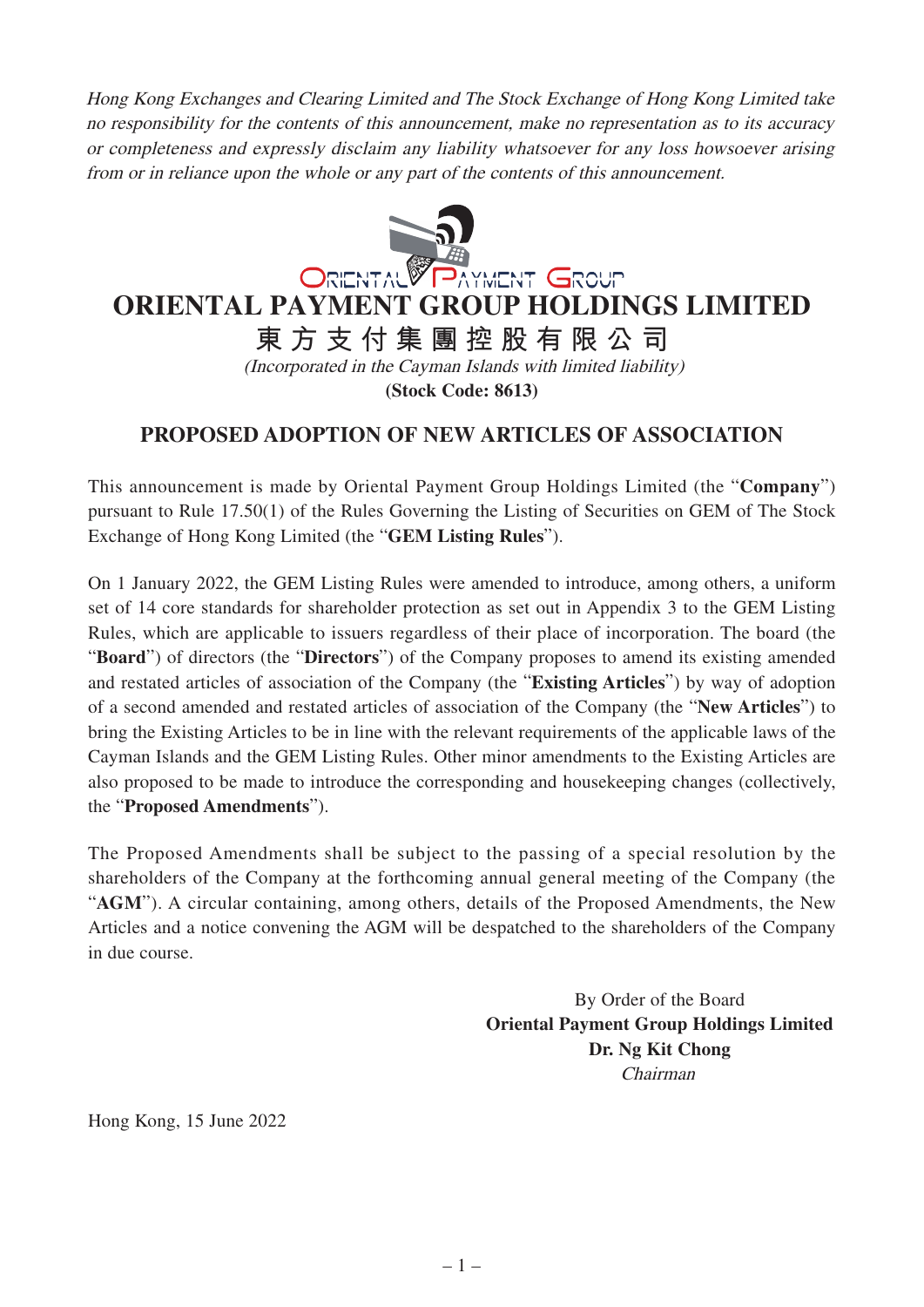*Hong Kong Exchanges and Clearing Limited and The Stock Exchange of Hong Kong Limited take no responsibility for the contents of this announcement, make no representation as to its accuracy or completeness and expressly disclaim any liability whatsoever for any loss howsoever arising from or in reliance upon the whole or any part of the contents of this announcement.*

# ORIENTAL PAYMENT GROUP HOLDINGS LIMITED

# 東方支付集團控股有限公司

*(Incorporated in the Cayman Islands with limited liability)*

**(Stock Code: 8613)**

## PROPOSED ADOPTION OF NEW ARTICLES OF ASSOCIATION

This announcement is made by Oriental Payment Group Holdings Limited (the "**Company**") pursuant to Rule 17.50(1) of the Rules Governing the Listing of Securities on GEM of The Stock Exchange of Hong Kong Limited (the "**GEM Listing Rules**").

On 1 January 2022, the GEM Listing Rules were amended to introduce, among others, a uniform set of 14 core standards for shareholder protection as set out in Appendix 3 to the GEM Listing Rules, which are applicable to issuers regardless of their place of incorporation. The board (the "**Board**") of directors (the "**Directors**") of the Company proposes to amend its existing amended and restated articles of association of the Company (the "**Existing Articles**") by way of adoption of a second amended and restated articles of association of the Company (the "**New Articles**") to bring the Existing Articles to be in line with the relevant requirements of the applicable laws of the Cayman Islands and the GEM Listing Rules. Other minor amendments to the Existing Articles are also proposed to be made to introduce the corresponding and housekeeping changes (collectively, the "**Proposed Amendments**").

The Proposed Amendments shall be subject to the passing of a special resolution by the shareholders of the Company at the forthcoming annual general meeting of the Company (the "**AGM**"). A circular containing, among others, details of the Proposed Amendments, the New Articles and a notice convening the AGM will be despatched to the shareholders of the Company in due course.

By Order of the Board
**Oriental Payment Group Holdings Limited**
**Dr. Ng Kit Chong**
*Chairman*

Hong Kong, 15 June 2022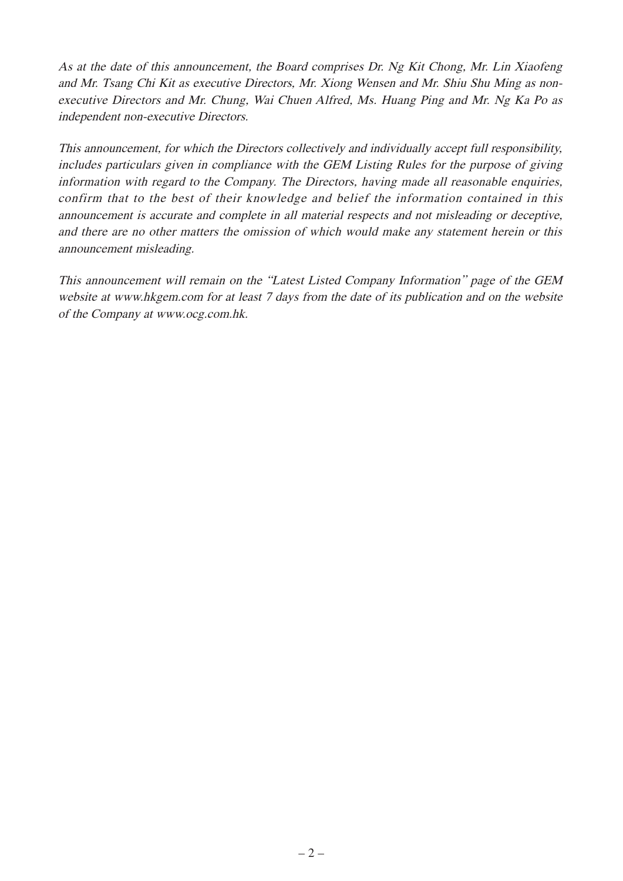*As at the date of this announcement, the Board comprises Dr. Ng Kit Chong, Mr. Lin Xiaofeng and Mr. Tsang Chi Kit as executive Directors, Mr. Xiong Wensen and Mr. Shiu Shu Ming as non-executive Directors and Mr. Chung, Wai Chuen Alfred, Ms. Huang Ping and Mr. Ng Ka Po as independent non-executive Directors.*

*This announcement, for which the Directors collectively and individually accept full responsibility, includes particulars given in compliance with the GEM Listing Rules for the purpose of giving information with regard to the Company. The Directors, having made all reasonable enquiries, confirm that to the best of their knowledge and belief the information contained in this announcement is accurate and complete in all material respects and not misleading or deceptive, and there are no other matters the omission of which would make any statement herein or this announcement misleading.*

*This announcement will remain on the "Latest Listed Company Information" page of the GEM website at www.hkgem.com for at least 7 days from the date of its publication and on the website of the Company at www.ocg.com.hk.*